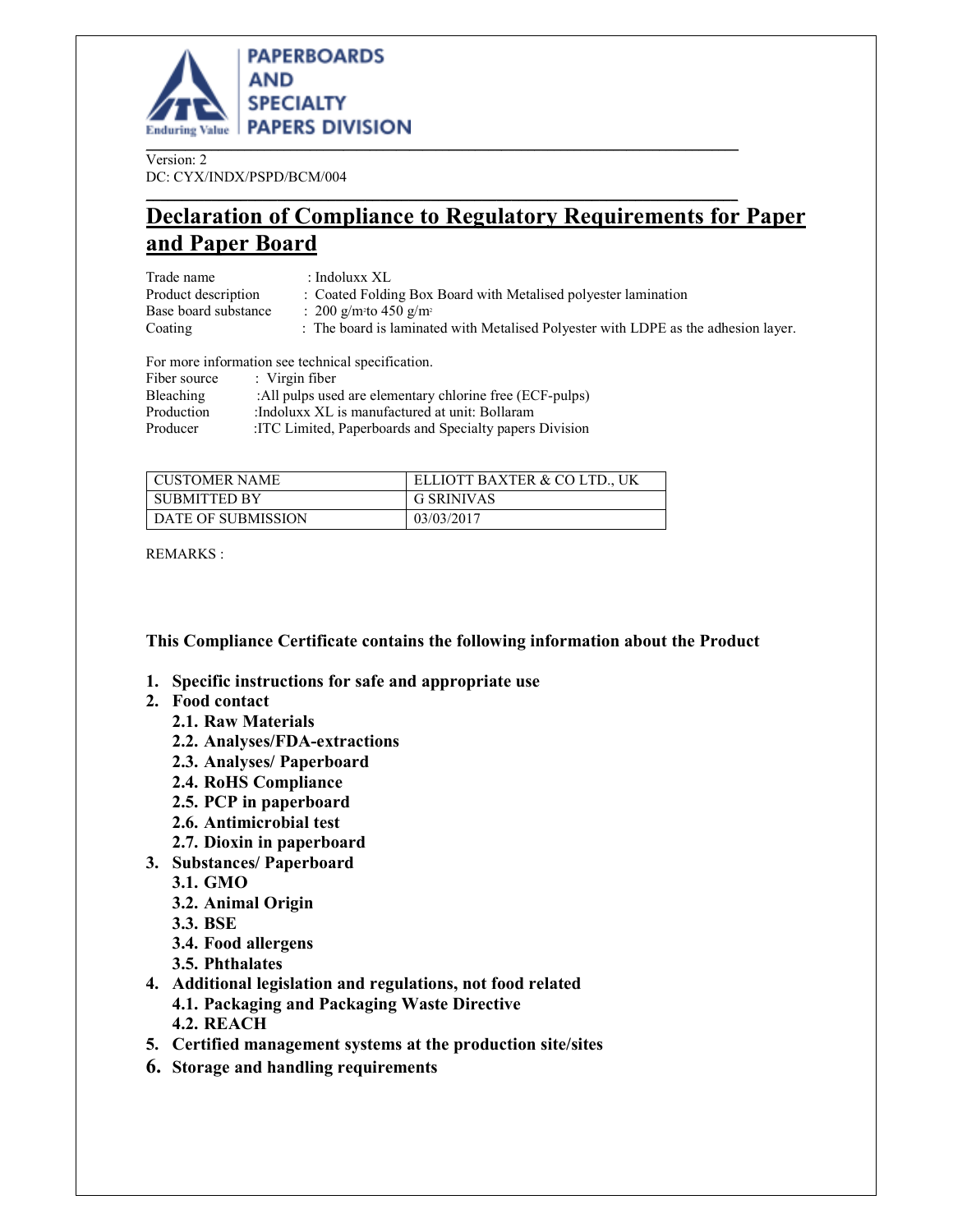PAPERBOARDS AND SPECIALTY PAPERS DIVISION

Version: 2
DC: CYX/INDX/PSPD/BCM/004

# Declaration of Compliance to Regulatory Requirements for Paper and Paper Board

| | |
|---|---|
| Trade name | : Indoluxx XL |
| Product description | : Coated Folding Box Board with Metalised polyester lamination |
| Base board substance | : 200 $g/m^2$ to 450 $g/m^2$ |
| Coating | : The board is laminated with Metalised Polyester with LDPE as the adhesion layer. |

For more information see technical specification.

| | |
|---|---|
| Fiber source | : Virgin fiber |
| Bleaching | :All pulps used are elementary chlorine free (ECF-pulps) |
| Production | :Indoluxx XL is manufactured at unit: Bollaram |
| Producer | :ITC Limited, Paperboards and Specialty papers Division |

| | |
|---|---|
| CUSTOMER NAME | ELLIOTT BAXTER & CO LTD., UK |
| SUBMITTED BY | G SRINIVAS |
| DATE OF SUBMISSION | 03/03/2017 |

REMARKS :

**This Compliance Certificate contains the following information about the Product**

1. **Specific instructions for safe and appropriate use**
2. **Food contact**
   - **2.1. Raw Materials**
   - **2.2. Analyses/FDA-extractions**
   - **2.3. Analyses/ Paperboard**
   - **2.4. RoHS Compliance**
   - **2.5. PCP in paperboard**
   - **2.6. Antimicrobial test**
   - **2.7. Dioxin in paperboard**
3. **Substances/ Paperboard**
   - **3.1. GMO**
   - **3.2. Animal Origin**
   - **3.3. BSE**
   - **3.4. Food allergens**
   - **3.5. Phthalates**
4. **Additional legislation and regulations, not food related**
   - **4.1. Packaging and Packaging Waste Directive**
   - **4.2. REACH**
5. **Certified management systems at the production site/sites**
6. **Storage and handling requirements**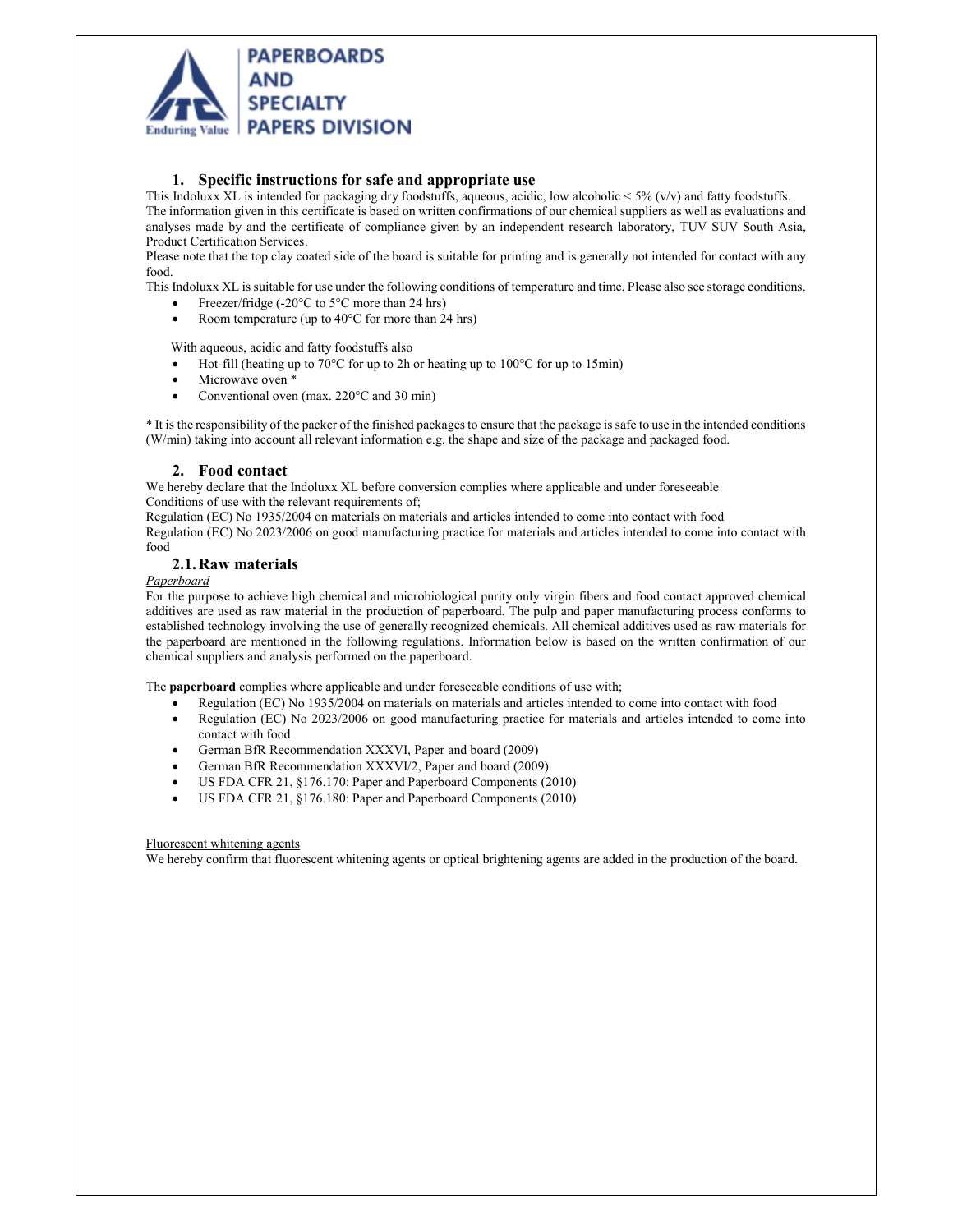PAPERBOARDS AND SPECIALTY PAPERS DIVISION

## 1. Specific instructions for safe and appropriate use

This Indoluxx XL is intended for packaging dry foodstuffs, aqueous, acidic, low alcoholic < 5% (v/v) and fatty foodstuffs. The information given in this certificate is based on written confirmations of our chemical suppliers as well as evaluations and analyses made by and the certificate of compliance given by an independent research laboratory, TUV SUV South Asia, Product Certification Services.

Please note that the top clay coated side of the board is suitable for printing and is generally not intended for contact with any food.

This Indoluxx XL is suitable for use under the following conditions of temperature and time. Please also see storage conditions.

- Freezer/fridge (-20°C to 5°C more than 24 hrs)
- Room temperature (up to 40°C for more than 24 hrs)

With aqueous, acidic and fatty foodstuffs also

- Hot-fill (heating up to 70°C for up to 2h or heating up to 100°C for up to 15min)
- Microwave oven *
- Conventional oven (max. 220°C and 30 min)

* It is the responsibility of the packer of the finished packages to ensure that the package is safe to use in the intended conditions (W/min) taking into account all relevant information e.g. the shape and size of the package and packaged food.

## 2. Food contact

We hereby declare that the Indoluxx XL before conversion complies where applicable and under foreseeable Conditions of use with the relevant requirements of;

Regulation (EC) No 1935/2004 on materials on materials and articles intended to come into contact with food

Regulation (EC) No 2023/2006 on good manufacturing practice for materials and articles intended to come into contact with food

### 2.1. Raw materials

*Paperboard*

For the purpose to achieve high chemical and microbiological purity only virgin fibers and food contact approved chemical additives are used as raw material in the production of paperboard. The pulp and paper manufacturing process conforms to established technology involving the use of generally recognized chemicals. All chemical additives used as raw materials for the paperboard are mentioned in the following regulations. Information below is based on the written confirmation of our chemical suppliers and analysis performed on the paperboard.

The **paperboard** complies where applicable and under foreseeable conditions of use with;

- Regulation (EC) No 1935/2004 on materials on materials and articles intended to come into contact with food
- Regulation (EC) No 2023/2006 on good manufacturing practice for materials and articles intended to come into contact with food
- German BfR Recommendation XXXVI, Paper and board (2009)
- German BfR Recommendation XXXVI/2, Paper and board (2009)
- US FDA CFR 21, §176.170: Paper and Paperboard Components (2010)
- US FDA CFR 21, §176.180: Paper and Paperboard Components (2010)

Fluorescent whitening agents

We hereby confirm that fluorescent whitening agents or optical brightening agents are added in the production of the board.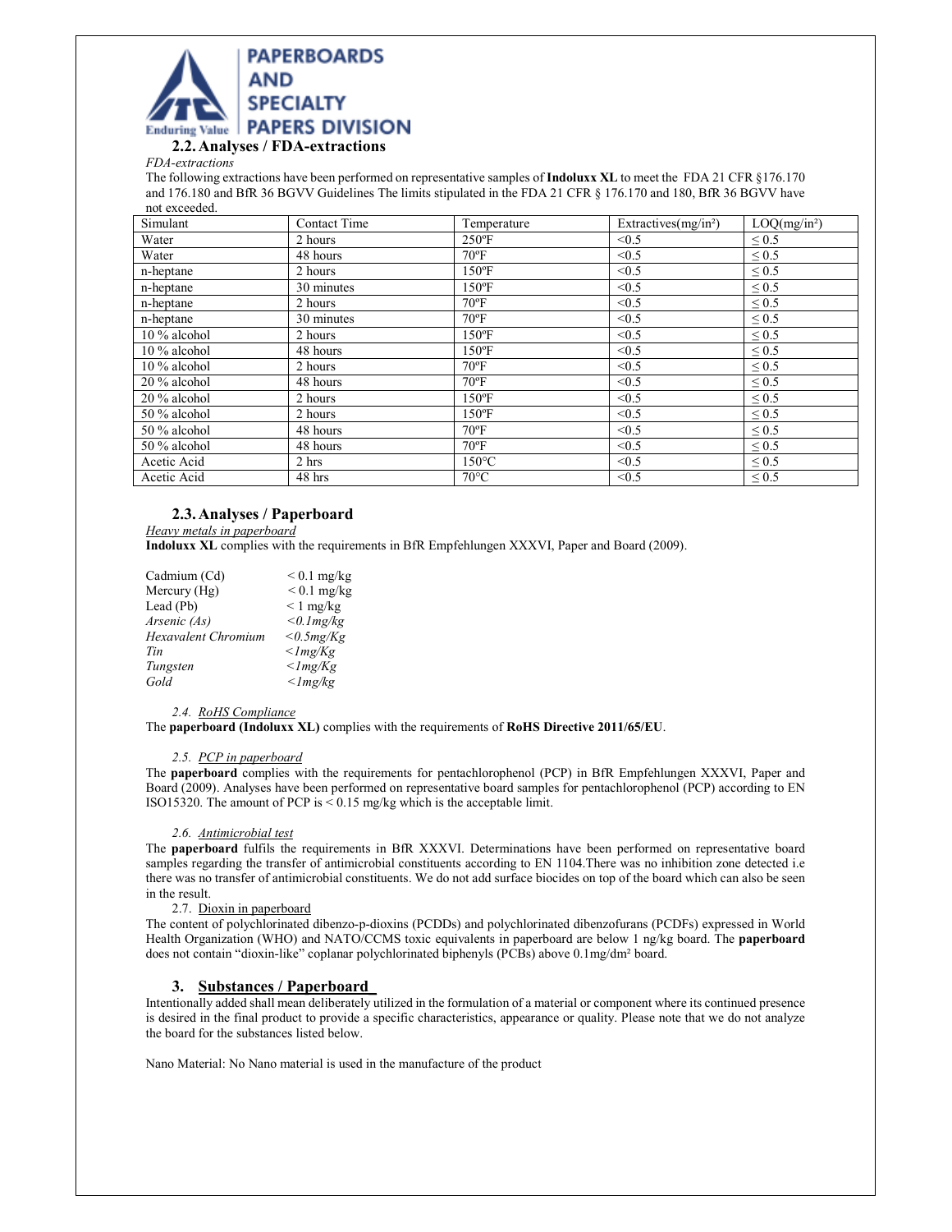## 2.2. Analyses / FDA-extractions

*FDA-extractions*

The following extractions have been performed on representative samples of **Indoluxx XL** to meet the FDA 21 CFR §176.170 and 176.180 and BfR 36 BGVV Guidelines The limits stipulated in the FDA 21 CFR § 176.170 and 180, BfR 36 BGVV have not exceeded.

| Simulant | Contact Time | Temperature | Extractives(mg/in²) | LOQ(mg/in²) |
|---|---|---|---|---|
| Water | 2 hours | 250ºF | <0.5 | ≤ 0.5 |
| Water | 48 hours | 70ºF | <0.5 | ≤ 0.5 |
| n-heptane | 2 hours | 150ºF | <0.5 | ≤ 0.5 |
| n-heptane | 30 minutes | 150ºF | <0.5 | ≤ 0.5 |
| n-heptane | 2 hours | 70ºF | <0.5 | ≤ 0.5 |
| n-heptane | 30 minutes | 70ºF | <0.5 | ≤ 0.5 |
| 10 % alcohol | 2 hours | 150ºF | <0.5 | ≤ 0.5 |
| 10 % alcohol | 48 hours | 150ºF | <0.5 | ≤ 0.5 |
| 10 % alcohol | 2 hours | 70ºF | <0.5 | ≤ 0.5 |
| 20 % alcohol | 48 hours | 70ºF | <0.5 | ≤ 0.5 |
| 20 % alcohol | 2 hours | 150ºF | <0.5 | ≤ 0.5 |
| 50 % alcohol | 2 hours | 150ºF | <0.5 | ≤ 0.5 |
| 50 % alcohol | 48 hours | 70ºF | <0.5 | ≤ 0.5 |
| 50 % alcohol | 48 hours | 70ºF | <0.5 | ≤ 0.5 |
| Acetic Acid | 2 hrs | 150°C | <0.5 | ≤ 0.5 |
| Acetic Acid | 48 hrs | 70°C | <0.5 | ≤ 0.5 |

## 2.3. Analyses / Paperboard

*Heavy metals in paperboard*

**Indoluxx XL** complies with the requirements in BfR Empfehlungen XXXVI, Paper and Board (2009).

| | |
|---|---|
| Cadmium (Cd) | < 0.1 mg/kg |
| Mercury (Hg) | < 0.1 mg/kg |
| Lead (Pb) | < 1 mg/kg |
| *Arsenic (As)* | *<0.1mg/kg* |
| *Hexavalent Chromium* | *<0.5mg/Kg* |
| *Tin* | *<1mg/Kg* |
| *Tungsten* | *<1mg/Kg* |
| *Gold* | *<1mg/kg* |

### *2.4. RoHS Compliance*

The **paperboard (Indoluxx XL)** complies with the requirements of **RoHS Directive 2011/65/EU**.

### *2.5. PCP in paperboard*

The **paperboard** complies with the requirements for pentachlorophenol (PCP) in BfR Empfehlungen XXXVI, Paper and Board (2009). Analyses have been performed on representative board samples for pentachlorophenol (PCP) according to EN ISO15320. The amount of PCP is < 0.15 mg/kg which is the acceptable limit.

### *2.6. Antimicrobial test*

The **paperboard** fulfils the requirements in BfR XXXVI. Determinations have been performed on representative board samples regarding the transfer of antimicrobial constituents according to EN 1104.There was no inhibition zone detected i.e there was no transfer of antimicrobial constituents. We do not add surface biocides on top of the board which can also be seen in the result.

### 2.7. Dioxin in paperboard

The content of polychlorinated dibenzo-p-dioxins (PCDDs) and polychlorinated dibenzofurans (PCDFs) expressed in World Health Organization (WHO) and NATO/CCMS toxic equivalents in paperboard are below 1 ng/kg board. The **paperboard** does not contain "dioxin-like" coplanar polychlorinated biphenyls (PCBs) above 0.1mg/dm² board.

## 3. Substances / Paperboard

Intentionally added shall mean deliberately utilized in the formulation of a material or component where its continued presence is desired in the final product to provide a specific characteristics, appearance or quality. Please note that we do not analyze the board for the substances listed below.

Nano Material: No Nano material is used in the manufacture of the product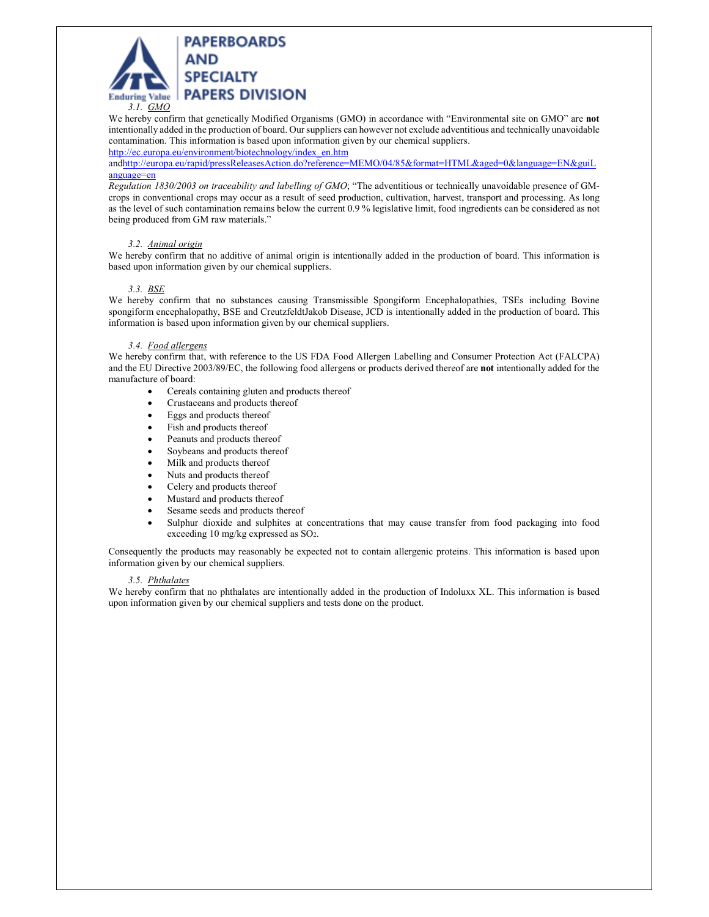### 3.1. GMO

We hereby confirm that genetically Modified Organisms (GMO) in accordance with "Environmental site on GMO" are **not** intentionally added in the production of board. Our suppliers can however not exclude adventitious and technically unavoidable contamination. This information is based upon information given by our chemical suppliers.
http://ec.europa.eu/environment/biotechnology/index_en.htm
andhttp://europa.eu/rapid/pressReleasesAction.do?reference=MEMO/04/85&format=HTML&aged=0&language=EN&guiLanguage=en

*Regulation 1830/2003 on traceability and labelling of GMO*; "The adventitious or technically unavoidable presence of GM-crops in conventional crops may occur as a result of seed production, cultivation, harvest, transport and processing. As long as the level of such contamination remains below the current 0.9 % legislative limit, food ingredients can be considered as not being produced from GM raw materials."

### 3.2. Animal origin

We hereby confirm that no additive of animal origin is intentionally added in the production of board. This information is based upon information given by our chemical suppliers.

### 3.3. BSE

We hereby confirm that no substances causing Transmissible Spongiform Encephalopathies, TSEs including Bovine spongiform encephalopathy, BSE and CreutzfeldtJakob Disease, JCD is intentionally added in the production of board. This information is based upon information given by our chemical suppliers.

### 3.4. Food allergens

We hereby confirm that, with reference to the US FDA Food Allergen Labelling and Consumer Protection Act (FALCPA) and the EU Directive 2003/89/EC, the following food allergens or products derived thereof are **not** intentionally added for the manufacture of board:

- Cereals containing gluten and products thereof
- Crustaceans and products thereof
- Eggs and products thereof
- Fish and products thereof
- Peanuts and products thereof
- Soybeans and products thereof
- Milk and products thereof
- Nuts and products thereof
- Celery and products thereof
- Mustard and products thereof
- Sesame seeds and products thereof
- Sulphur dioxide and sulphites at concentrations that may cause transfer from food packaging into food exceeding 10 mg/kg expressed as $SO_2$.

Consequently the products may reasonably be expected not to contain allergenic proteins. This information is based upon information given by our chemical suppliers.

### 3.5. Phthalates

We hereby confirm that no phthalates are intentionally added in the production of Indoluxx XL. This information is based upon information given by our chemical suppliers and tests done on the product.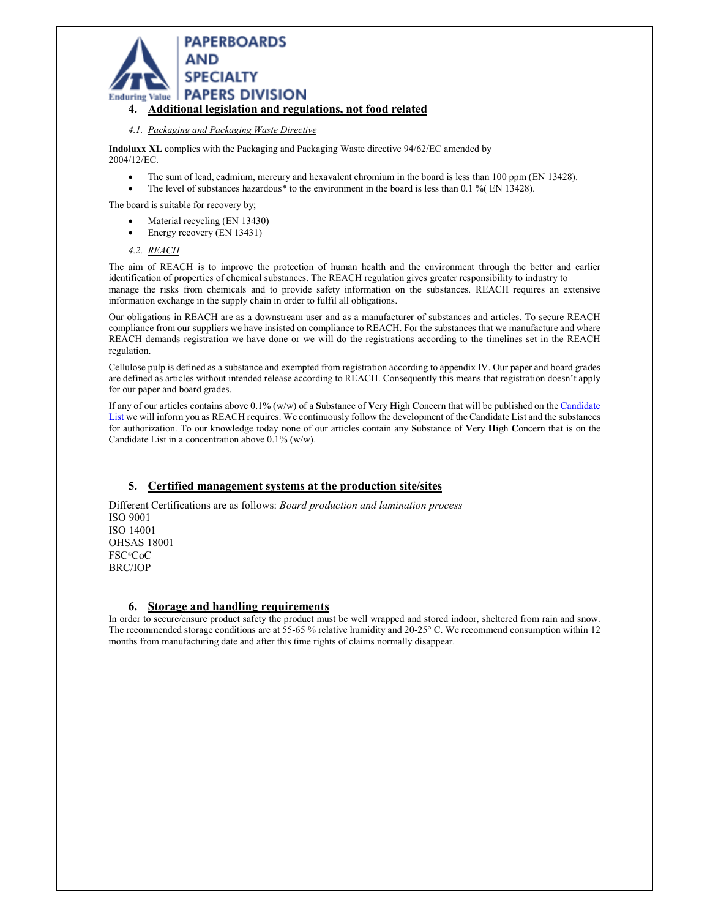## 4. Additional legislation and regulations, not food related

### *4.1. Packaging and Packaging Waste Directive*

**Indoluxx XL** complies with the Packaging and Packaging Waste directive 94/62/EC amended by 2004/12/EC.

- The sum of lead, cadmium, mercury and hexavalent chromium in the board is less than 100 ppm (EN 13428).
- The level of substances hazardous* to the environment in the board is less than 0.1 %( EN 13428).

The board is suitable for recovery by;

- Material recycling (EN 13430)
- Energy recovery (EN 13431)

### *4.2. REACH*

The aim of REACH is to improve the protection of human health and the environment through the better and earlier identification of properties of chemical substances. The REACH regulation gives greater responsibility to industry to manage the risks from chemicals and to provide safety information on the substances. REACH requires an extensive information exchange in the supply chain in order to fulfil all obligations.

Our obligations in REACH are as a downstream user and as a manufacturer of substances and articles. To secure REACH compliance from our suppliers we have insisted on compliance to REACH. For the substances that we manufacture and where REACH demands registration we have done or we will do the registrations according to the timelines set in the REACH regulation.

Cellulose pulp is defined as a substance and exempted from registration according to appendix IV. Our paper and board grades are defined as articles without intended release according to REACH. Consequently this means that registration doesn't apply for our paper and board grades.

If any of our articles contains above 0.1% (w/w) of a **S**ubstance of **V**ery **H**igh **C**oncern that will be published on the Candidate List we will inform you as REACH requires. We continuously follow the development of the Candidate List and the substances for authorization. To our knowledge today none of our articles contain any **S**ubstance of **V**ery **H**igh **C**oncern that is on the Candidate List in a concentration above 0.1% (w/w).

## 5. Certified management systems at the production site/sites

Different Certifications are as follows: *Board production and lamination process*

ISO 9001
ISO 14001
OHSAS 18001
FSC®CoC
BRC/IOP

## 6. Storage and handling requirements

In order to secure/ensure product safety the product must be well wrapped and stored indoor, sheltered from rain and snow. The recommended storage conditions are at 55-65 % relative humidity and 20-25° C. We recommend consumption within 12 months from manufacturing date and after this time rights of claims normally disappear.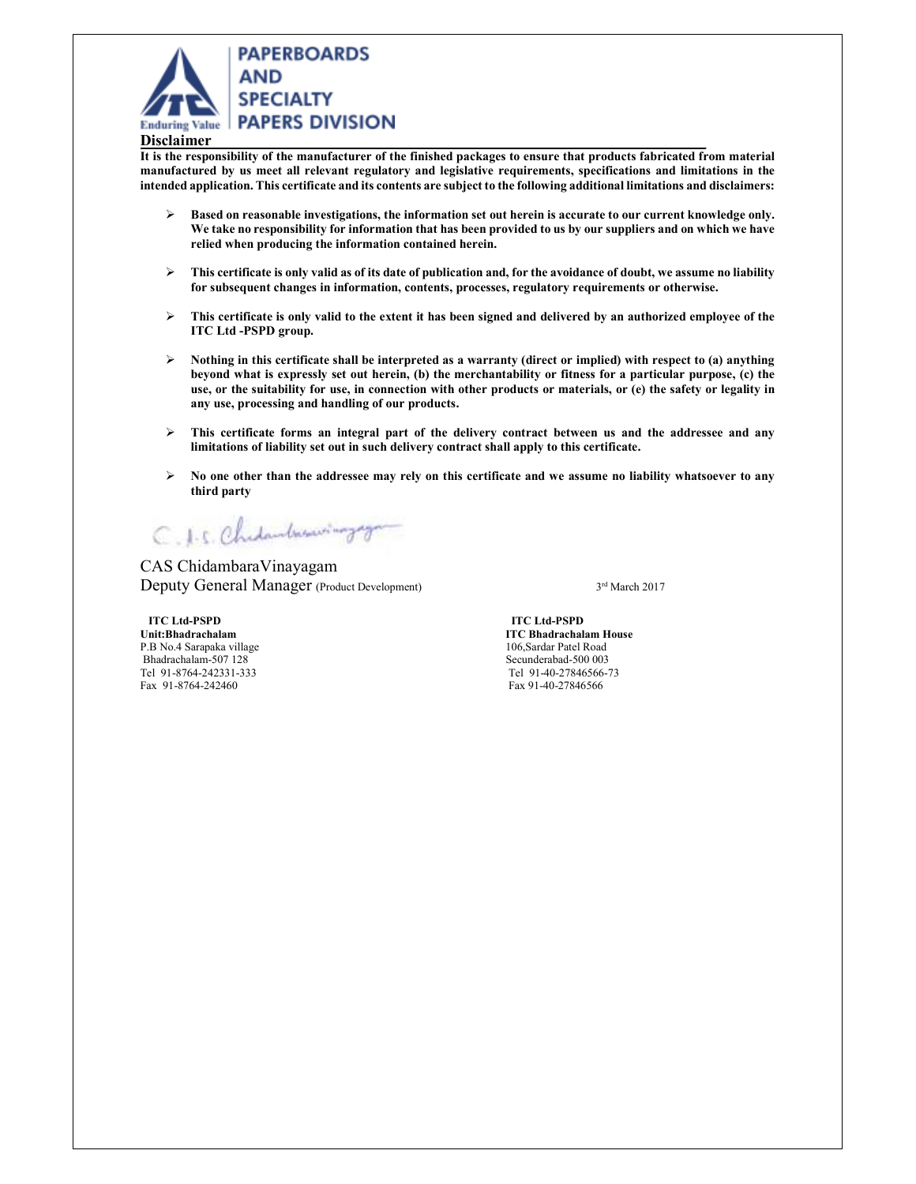PAPERBOARDS AND SPECIALTY PAPERS DIVISION

## Disclaimer

**It is the responsibility of the manufacturer of the finished packages to ensure that products fabricated from material manufactured by us meet all relevant regulatory and legislative requirements, specifications and limitations in the intended application. This certificate and its contents are subject to the following additional limitations and disclaimers:**

- **Based on reasonable investigations, the information set out herein is accurate to our current knowledge only. We take no responsibility for information that has been provided to us by our suppliers and on which we have relied when producing the information contained herein.**
- **This certificate is only valid as of its date of publication and, for the avoidance of doubt, we assume no liability for subsequent changes in information, contents, processes, regulatory requirements or otherwise.**
- **This certificate is only valid to the extent it has been signed and delivered by an authorized employee of the ITC Ltd -PSPD group.**
- **Nothing in this certificate shall be interpreted as a warranty (direct or implied) with respect to (a) anything beyond what is expressly set out herein, (b) the merchantability or fitness for a particular purpose, (c) the use, or the suitability for use, in connection with other products or materials, or (e) the safety or legality in any use, processing and handling of our products.**
- **This certificate forms an integral part of the delivery contract between us and the addressee and any limitations of liability set out in such delivery contract shall apply to this certificate.**
- **No one other than the addressee may rely on this certificate and we assume no liability whatsoever to any third party**

CAS ChidambaraVinayagam
Deputy General Manager (Product Development)

3rd March 2017

**ITC Ltd-PSPD**
**Unit:Bhadrachalam**
P.B No.4 Sarapaka village
Bhadrachalam-507 128
Tel 91-8764-242331-333
Fax 91-8764-242460

**ITC Ltd-PSPD**
**ITC Bhadrachalam House**
106,Sardar Patel Road
Secunderabad-500 003
Tel 91-40-27846566-73
Fax 91-40-27846566